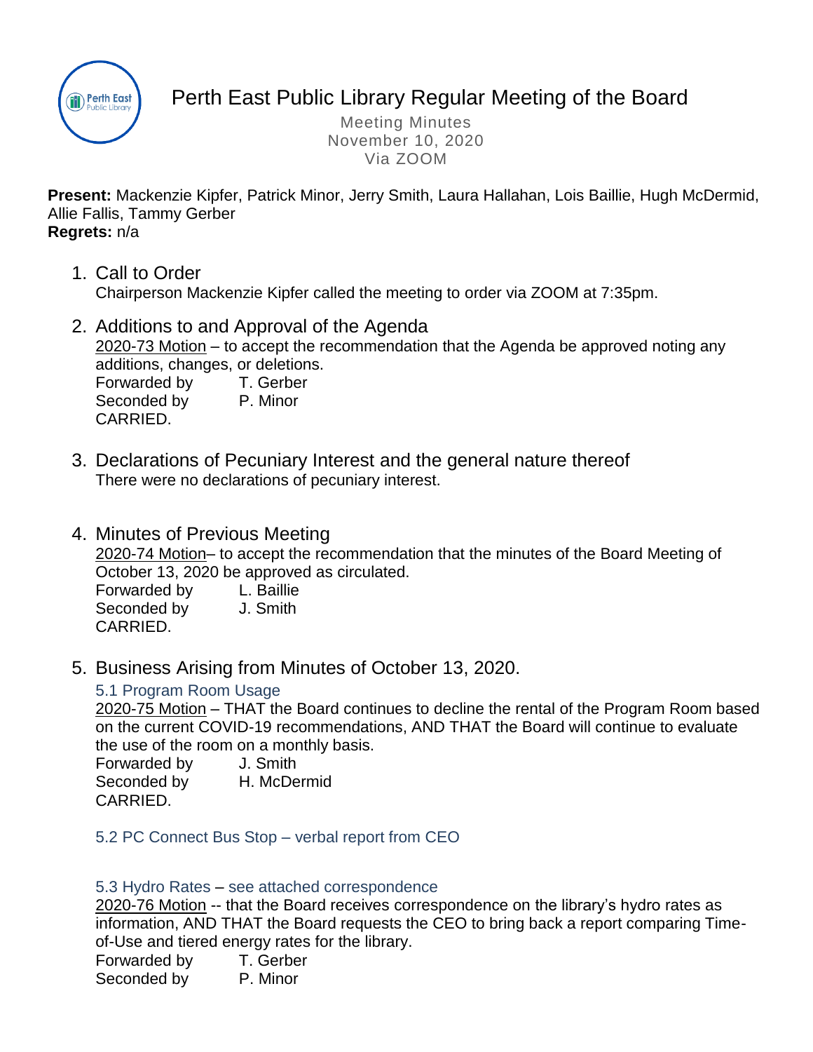# Perth East Public Library Regular Meeting of the Board

Meeting Minutes
November 10, 2020
Via ZOOM

**Present:** Mackenzie Kipfer, Patrick Minor, Jerry Smith, Laura Hallahan, Lois Baillie, Hugh McDermid, Allie Fallis, Tammy Gerber
**Regrets:** n/a

1. Call to Order
   Chairperson Mackenzie Kipfer called the meeting to order via ZOOM at 7:35pm.

2. Additions to and Approval of the Agenda
   2020-73 Motion – to accept the recommendation that the Agenda be approved noting any additions, changes, or deletions.
   Forwarded by T. Gerber
   Seconded by P. Minor
   CARRIED.

3. Declarations of Pecuniary Interest and the general nature thereof
   There were no declarations of pecuniary interest.

4. Minutes of Previous Meeting
   2020-74 Motion– to accept the recommendation that the minutes of the Board Meeting of October 13, 2020 be approved as circulated.
   Forwarded by L. Baillie
   Seconded by J. Smith
   CARRIED.

5. Business Arising from Minutes of October 13, 2020.

   5.1 Program Room Usage
   2020-75 Motion – THAT the Board continues to decline the rental of the Program Room based on the current COVID-19 recommendations, AND THAT the Board will continue to evaluate the use of the room on a monthly basis.
   Forwarded by J. Smith
   Seconded by H. McDermid
   CARRIED.

   5.2 PC Connect Bus Stop – verbal report from CEO

   5.3 Hydro Rates – see attached correspondence
   2020-76 Motion -- that the Board receives correspondence on the library's hydro rates as information, AND THAT the Board requests the CEO to bring back a report comparing Time-of-Use and tiered energy rates for the library.
   Forwarded by T. Gerber
   Seconded by P. Minor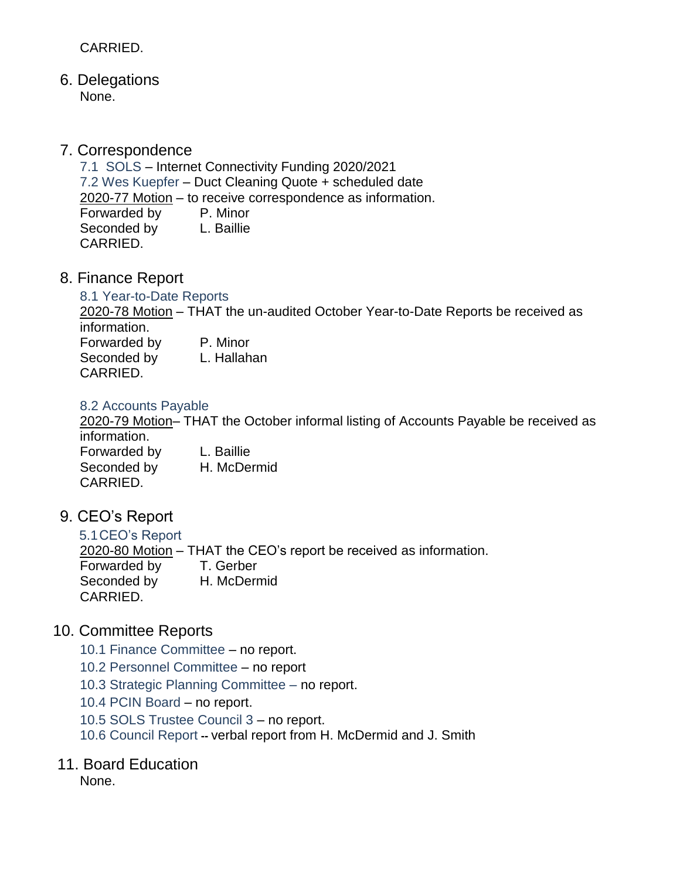CARRIED.

## 6. Delegations

None.

## 7. Correspondence

7.1 SOLS – Internet Connectivity Funding 2020/2021
7.2 Wes Kuepfer – Duct Cleaning Quote + scheduled date
2020-77 Motion – to receive correspondence as information.
Forwarded by P. Minor
Seconded by L. Baillie
CARRIED.

## 8. Finance Report

### 8.1 Year-to-Date Reports

2020-78 Motion – THAT the un-audited October Year-to-Date Reports be received as information.
Forwarded by P. Minor
Seconded by L. Hallahan
CARRIED.

### 8.2 Accounts Payable

2020-79 Motion– THAT the October informal listing of Accounts Payable be received as information.
Forwarded by L. Baillie
Seconded by H. McDermid
CARRIED.

## 9. CEO's Report

### 5.1 CEO's Report

2020-80 Motion – THAT the CEO's report be received as information.
Forwarded by T. Gerber
Seconded by H. McDermid
CARRIED.

## 10. Committee Reports

10.1 Finance Committee – no report.
10.2 Personnel Committee – no report
10.3 Strategic Planning Committee – no report.
10.4 PCIN Board – no report.
10.5 SOLS Trustee Council 3 – no report.
10.6 Council Report -- verbal report from H. McDermid and J. Smith

## 11. Board Education

None.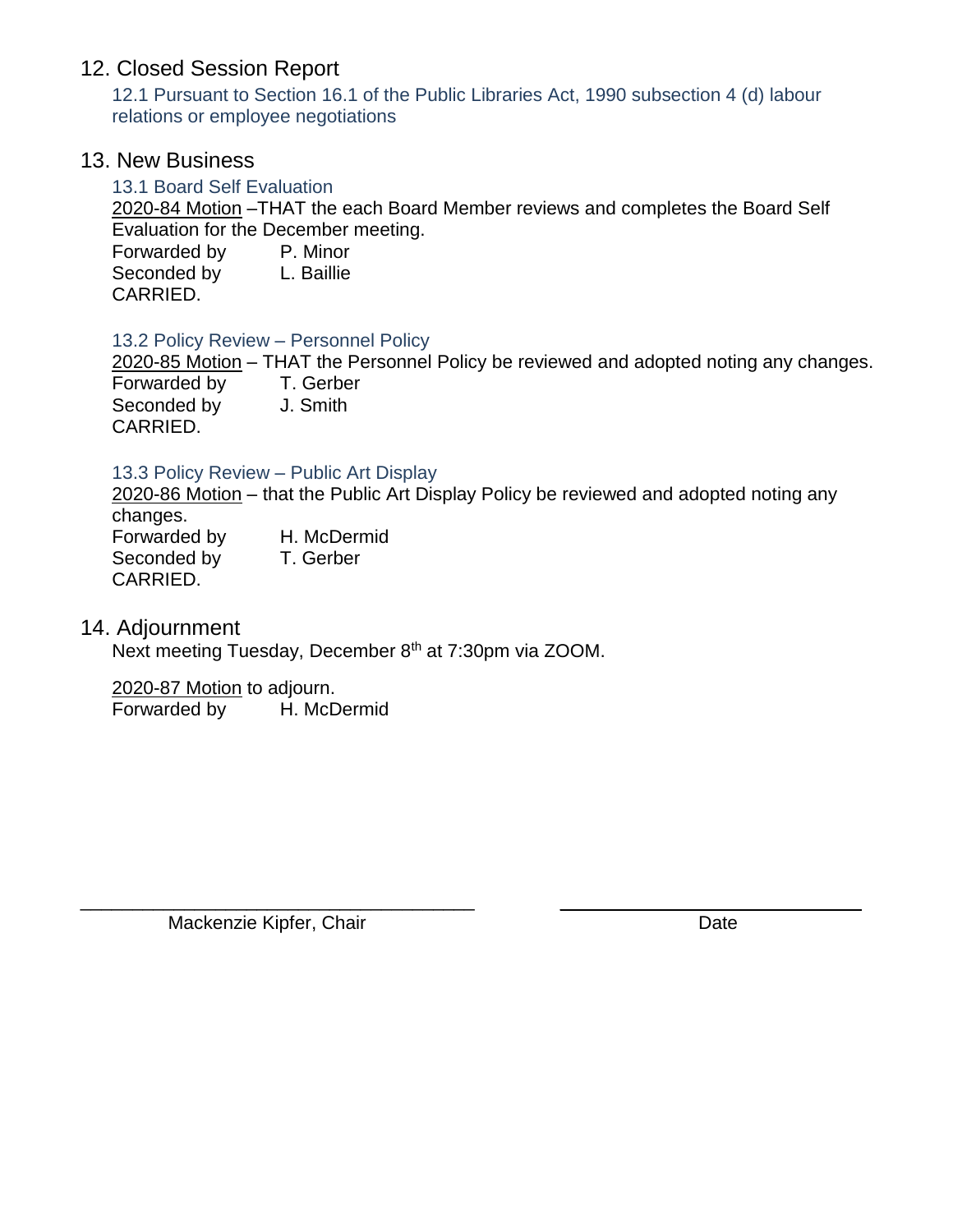## 12. Closed Session Report

### 12.1 Pursuant to Section 16.1 of the Public Libraries Act, 1990 subsection 4 (d) labour relations or employee negotiations

## 13. New Business

### 13.1 Board Self Evaluation

2020-84 Motion –THAT the each Board Member reviews and completes the Board Self Evaluation for the December meeting.

Forwarded by P. Minor
Seconded by L. Baillie
CARRIED.

### 13.2 Policy Review – Personnel Policy

2020-85 Motion – THAT the Personnel Policy be reviewed and adopted noting any changes.

Forwarded by T. Gerber
Seconded by J. Smith
CARRIED.

### 13.3 Policy Review – Public Art Display

2020-86 Motion – that the Public Art Display Policy be reviewed and adopted noting any changes.

Forwarded by H. McDermid
Seconded by T. Gerber
CARRIED.

## 14. Adjournment

Next meeting Tuesday, December 8th at 7:30pm via ZOOM.

2020-87 Motion to adjourn.

Forwarded by H. McDermid

\_\_\_\_\_\_\_\_\_\_\_\_\_\_\_\_\_\_\_\_\_\_\_\_\_\_\_\_\_\_\_\_\_\_\_\_\_\_\_ \_\_\_\_\_\_\_\_\_\_\_\_\_\_\_\_\_\_\_\_\_\_\_\_\_\_\_\_\_\_\_\_

Mackenzie Kipfer, Chair Date